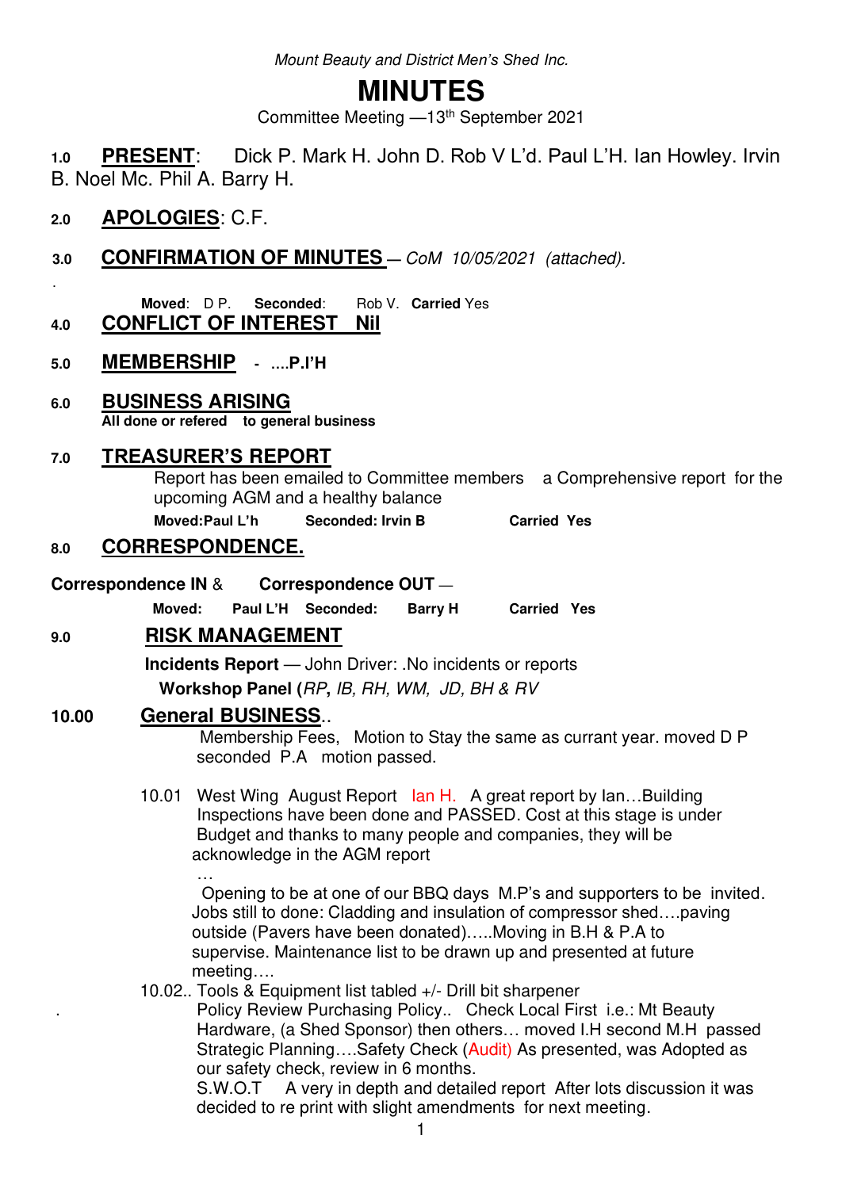*Mount Beauty and District Men's Shed Inc.*

# MINUTES

Committee Meeting —13th September 2021

**1.0 PRESENT**: Dick P. Mark H. John D. Rob V L'd. Paul L'H. Ian Howley. Irvin B. Noel Mc. Phil A. Barry H.

**2.0 APOLOGIES**: C.F.

**3.0 CONFIRMATION OF MINUTES** — *CoM 10/05/2021 (attached).*

.

**Moved**: D P. **Seconded**: Rob V. **Carried** Yes

**4.0 CONFLICT OF INTEREST Nil**

**5.0 MEMBERSHIP - ....P.l'H**

**6.0 BUSINESS ARISING**

**All done or refered to general business**

**7.0 TREASURER'S REPORT**

Report has been emailed to Committee members a Comprehensive report for the upcoming AGM and a healthy balance

**Moved:Paul L'h** **Seconded: Irvin B** **Carried Yes**

**8.0 CORRESPONDENCE.**

**Correspondence IN** & **Correspondence OUT** —

**Moved: Paul L'H Seconded: Barry H Carried Yes**

**9.0 RISK MANAGEMENT**

**Incidents Report** — John Driver: .No incidents or reports

**Workshop Panel (***RP***,** *IB, RH, WM, JD, BH & RV*

**10.00 General BUSINESS..**

Membership Fees, Motion to Stay the same as currant year. moved D P seconded P.A motion passed.

10.01 West Wing August Report Ian H. A great report by Ian…Building Inspections have been done and PASSED. Cost at this stage is under Budget and thanks to many people and companies, they will be acknowledge in the AGM report

…

Opening to be at one of our BBQ days M.P's and supporters to be invited. Jobs still to done: Cladding and insulation of compressor shed….paving outside (Pavers have been donated)…..Moving in B.H & P.A to supervise. Maintenance list to be drawn up and presented at future meeting….

10.02.. Tools & Equipment list tabled +/- Drill bit sharpener

. Policy Review Purchasing Policy.. Check Local First i.e.: Mt Beauty Hardware, (a Shed Sponsor) then others… moved I.H second M.H passed Strategic Planning….Safety Check (Audit) As presented, was Adopted as our safety check, review in 6 months.

S.W.O.T A very in depth and detailed report After lots discussion it was decided to re print with slight amendments for next meeting.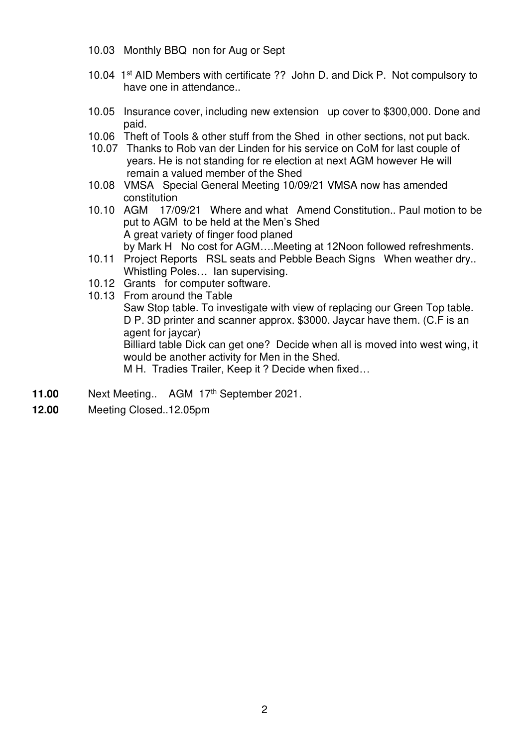10.03 Monthly BBQ non for Aug or Sept

10.04 1st AID Members with certificate ?? John D. and Dick P. Not compulsory to have one in attendance..

10.05 Insurance cover, including new extension up cover to $300,000. Done and paid.

10.06 Theft of Tools & other stuff from the Shed in other sections, not put back.

10.07 Thanks to Rob van der Linden for his service on CoM for last couple of years. He is not standing for re election at next AGM however He will remain a valued member of the Shed

10.08 VMSA Special General Meeting 10/09/21 VMSA now has amended constitution

10.10 AGM 17/09/21 Where and what Amend Constitution.. Paul motion to be put to AGM to be held at the Men's Shed
A great variety of finger food planed
by Mark H No cost for AGM….Meeting at 12Noon followed refreshments.

10.11 Project Reports RSL seats and Pebble Beach Signs When weather dry..
Whistling Poles… Ian supervising.

10.12 Grants for computer software.

10.13 From around the Table
Saw Stop table. To investigate with view of replacing our Green Top table.
D P. 3D printer and scanner approx. $3000. Jaycar have them. (C.F is an agent for jaycar)
Billiard table Dick can get one? Decide when all is moved into west wing, it would be another activity for Men in the Shed.
M H. Tradies Trailer, Keep it ? Decide when fixed…

**11.00** Next Meeting.. AGM 17th September 2021.

**12.00** Meeting Closed..12.05pm